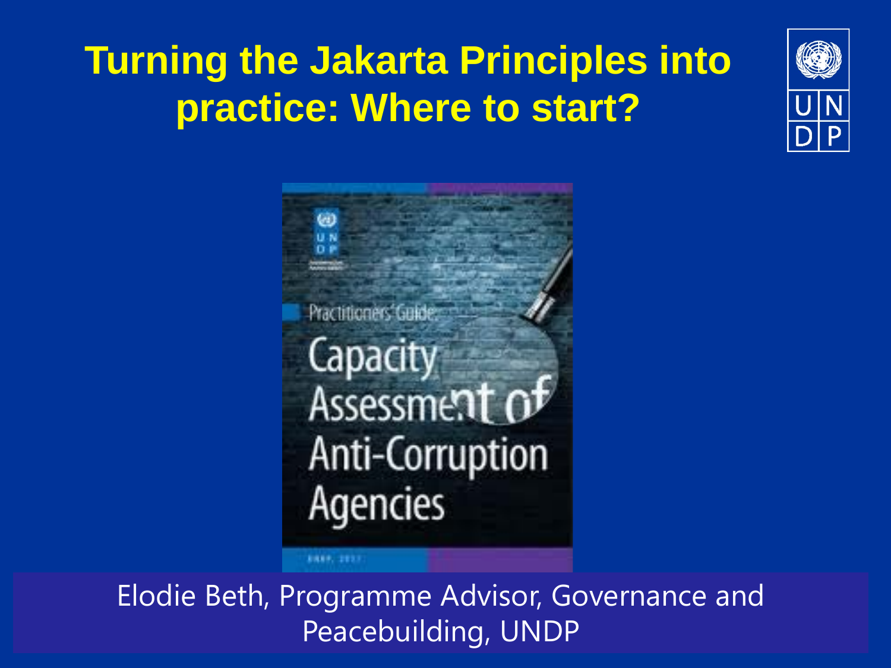# Turning the Jakarta Principles into practice: Where to start?

Practitioners' Guide: Capacity Assessment of Anti-Corruption Agencies

Elodie Beth, Programme Advisor, Governance and Peacebuilding, UNDP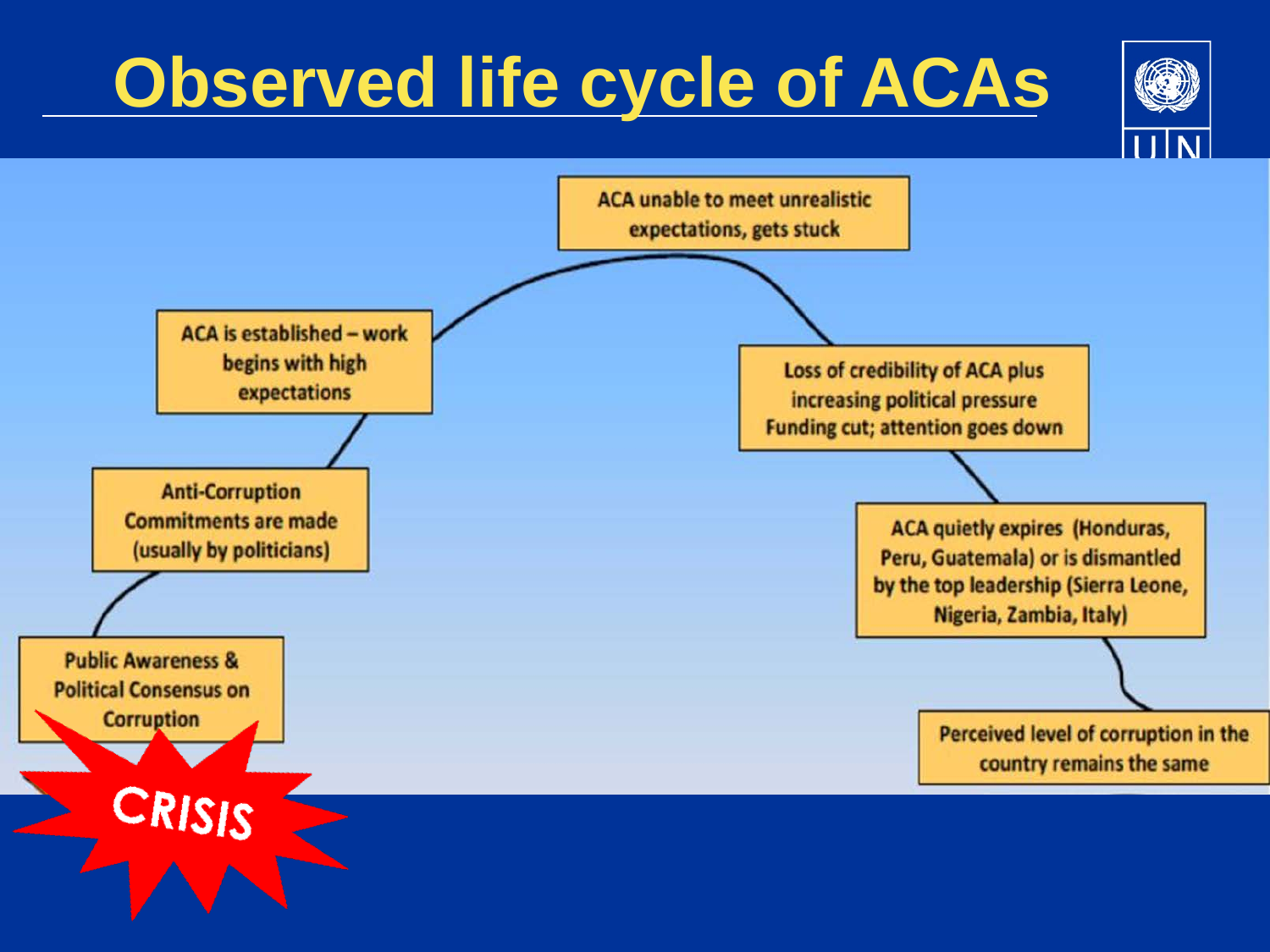# Observed life cycle of ACAs

- Public Awareness & Political Consensus on Corruption
- Anti-Corruption Commitments are made (usually by politicians)
- ACA is established – work begins with high expectations
- ACA unable to meet unrealistic expectations, gets stuck
- Loss of credibility of ACA plus increasing political pressure Funding cut; attention goes down
- ACA quietly expires (Honduras, Peru, Guatemala) or is dismantled by the top leadership (Sierra Leone, Nigeria, Zambia, Italy)
- Perceived level of corruption in the country remains the same

CRISIS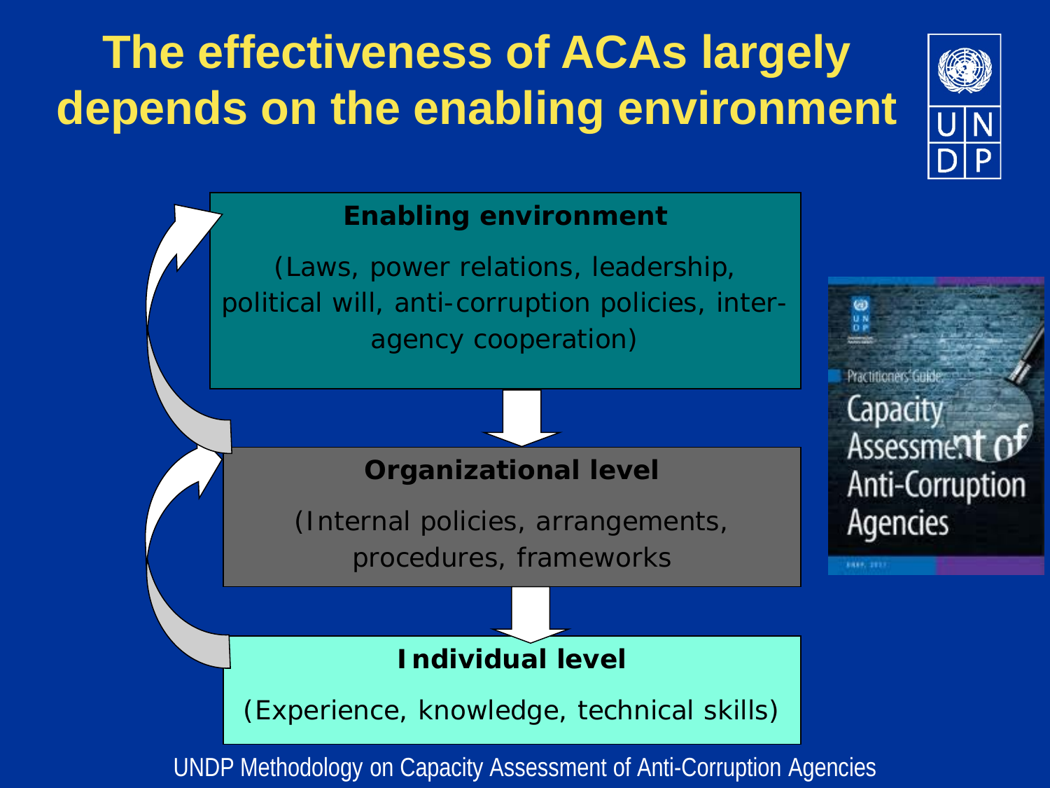# The effectiveness of ACAs largely depends on the enabling environment

**Enabling environment**

(Laws, power relations, leadership, political will, anti-corruption policies, inter-agency cooperation)

**Organizational level**

(Internal policies, arrangements, procedures, frameworks

**Individual level**

(Experience, knowledge, technical skills)

Practitioners' Guide: Capacity Assessment of Anti-Corruption Agencies

UNDP Methodology on Capacity Assessment of Anti-Corruption Agencies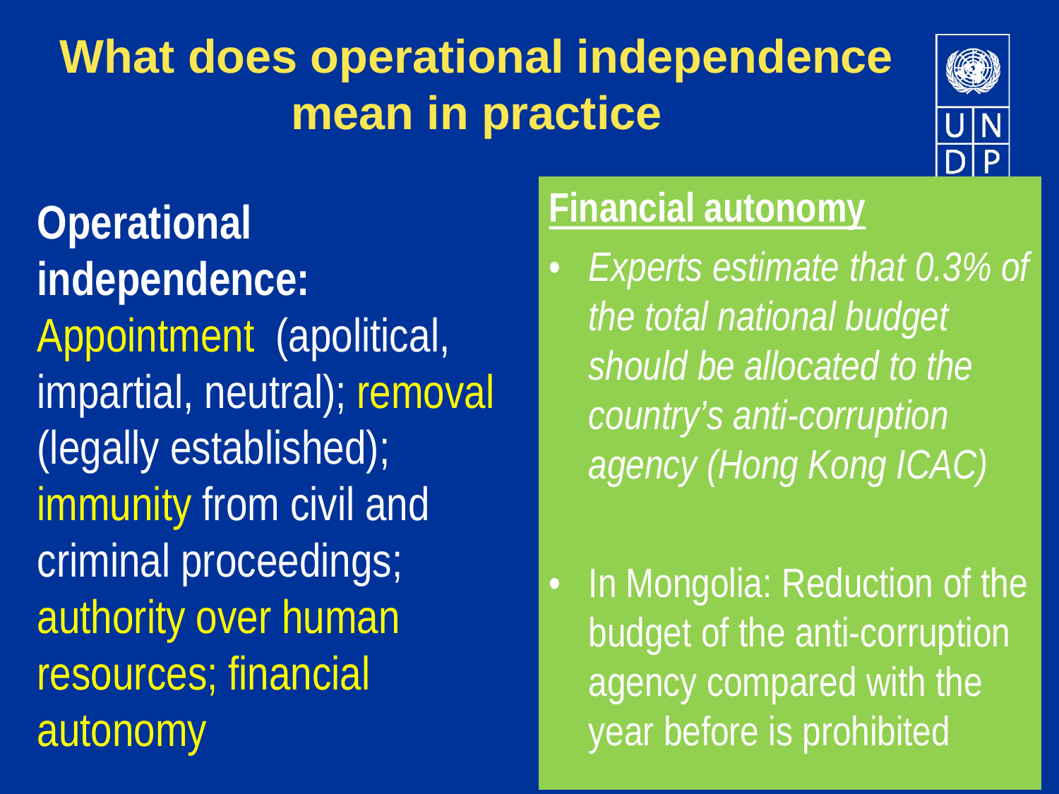# What does operational independence mean in practice

**Operational independence:** Appointment (apolitical, impartial, neutral); removal (legally established); immunity from civil and criminal proceedings; authority over human resources; financial autonomy

## Financial autonomy

- *Experts estimate that 0.3% of the total national budget should be allocated to the country's anti-corruption agency (Hong Kong ICAC)*
- In Mongolia: Reduction of the budget of the anti-corruption agency compared with the year before is prohibited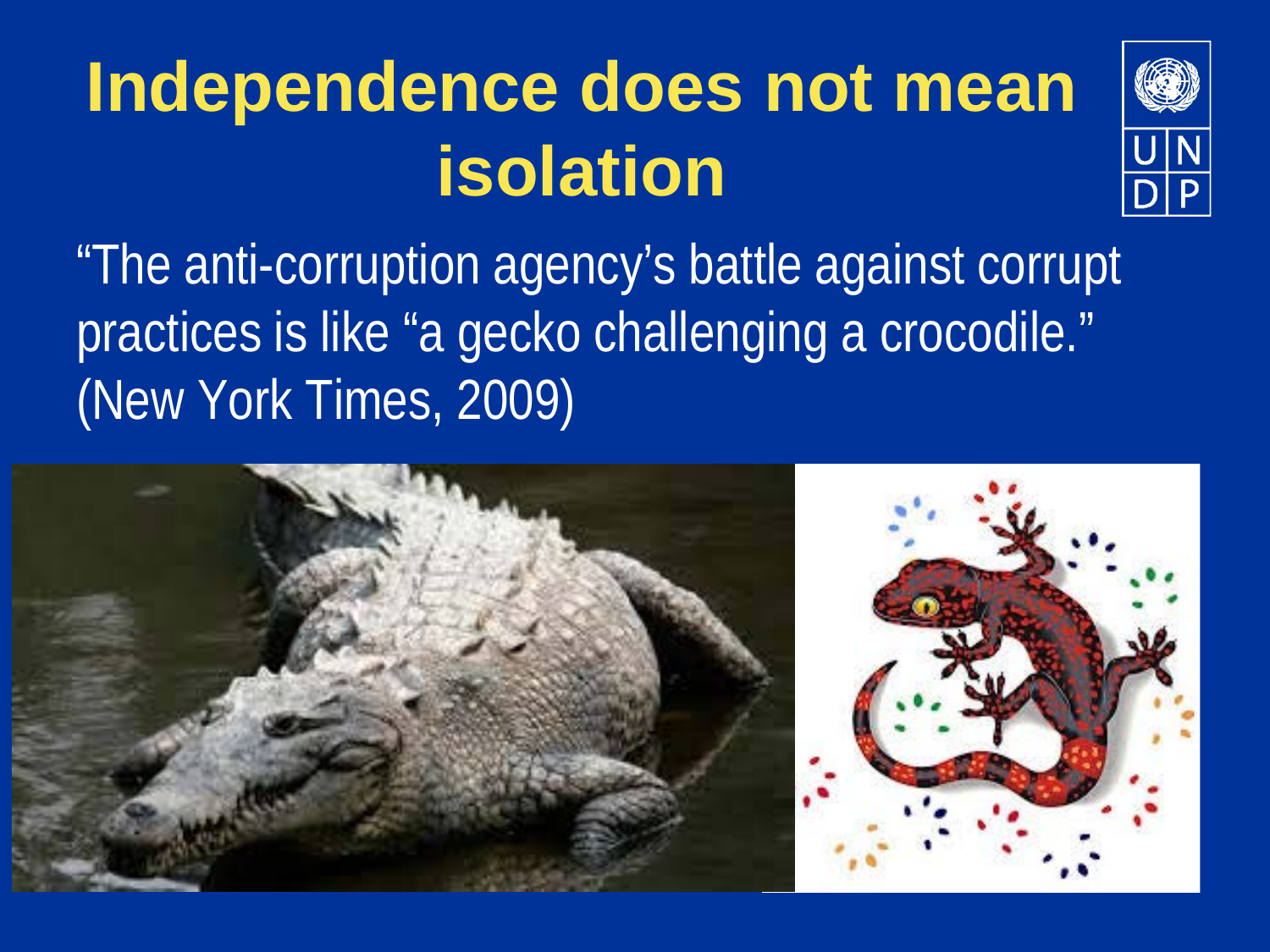# Independence does not mean isolation

"The anti-corruption agency's battle against corrupt practices is like "a gecko challenging a crocodile." (New York Times, 2009)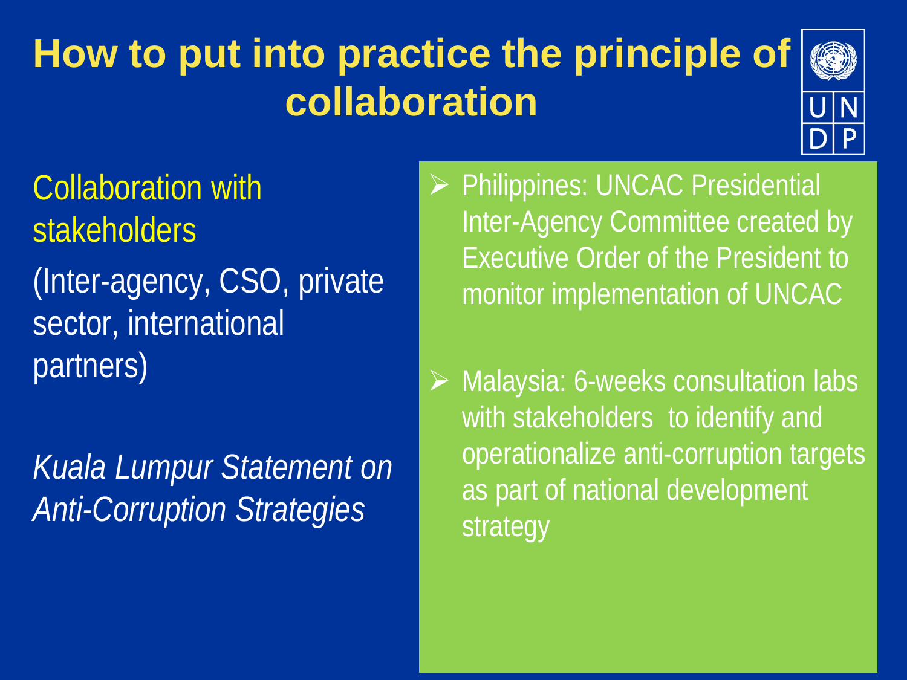# How to put into practice the principle of collaboration

Collaboration with stakeholders

(Inter-agency, CSO, private sector, international partners)

*Kuala Lumpur Statement on Anti-Corruption Strategies*

- Philippines: UNCAC Presidential Inter-Agency Committee created by Executive Order of the President to monitor implementation of UNCAC
- Malaysia: 6-weeks consultation labs with stakeholders to identify and operationalize anti-corruption targets as part of national development strategy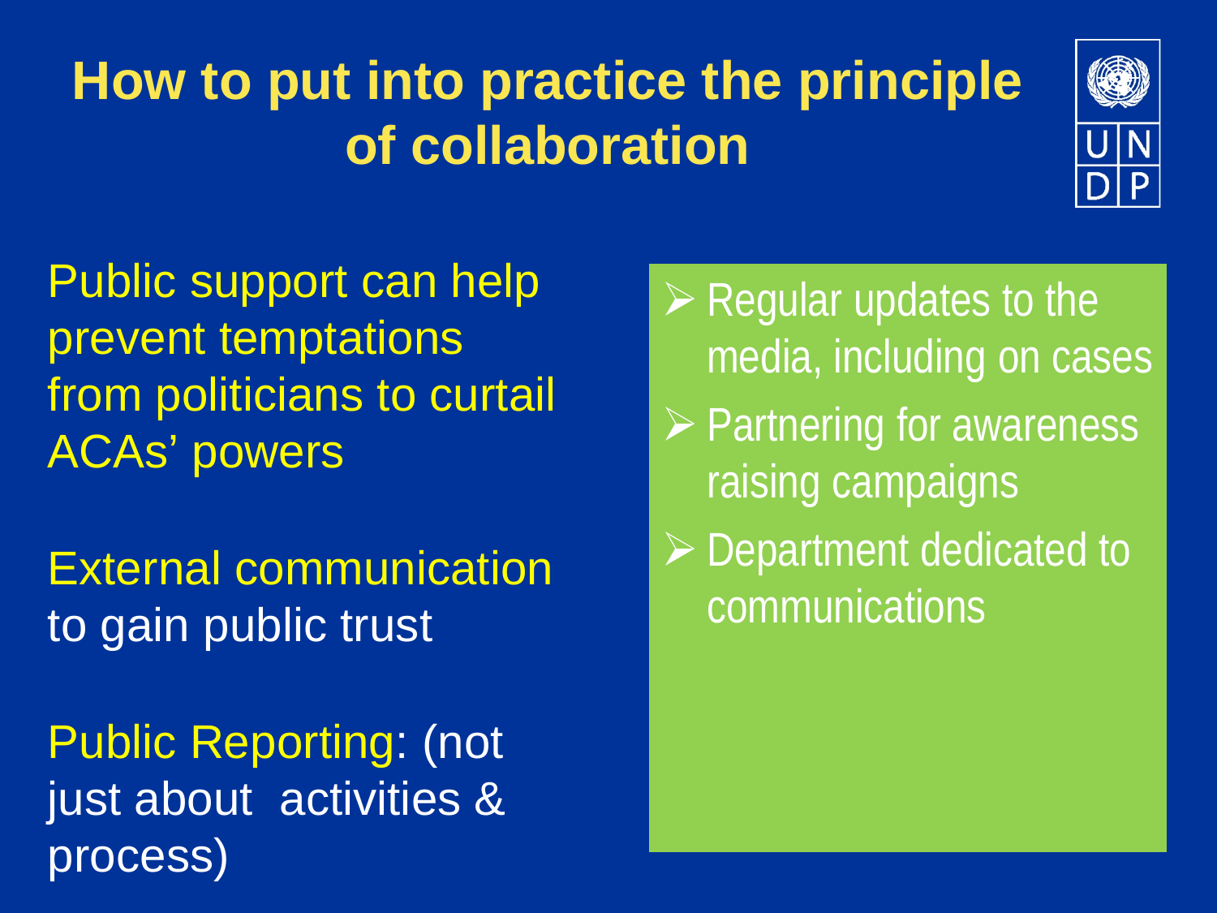# How to put into practice the principle of collaboration

Public support can help prevent temptations from politicians to curtail ACAs' powers

External communication to gain public trust

Public Reporting: (not just about activities & process)

- Regular updates to the media, including on cases
- Partnering for awareness raising campaigns
- Department dedicated to communications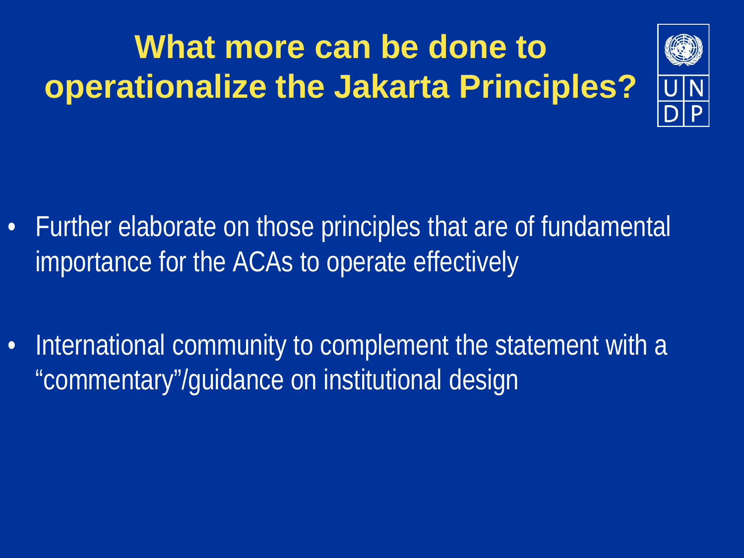# What more can be done to operationalize the Jakarta Principles?

- Further elaborate on those principles that are of fundamental importance for the ACAs to operate effectively

- International community to complement the statement with a "commentary"/guidance on institutional design